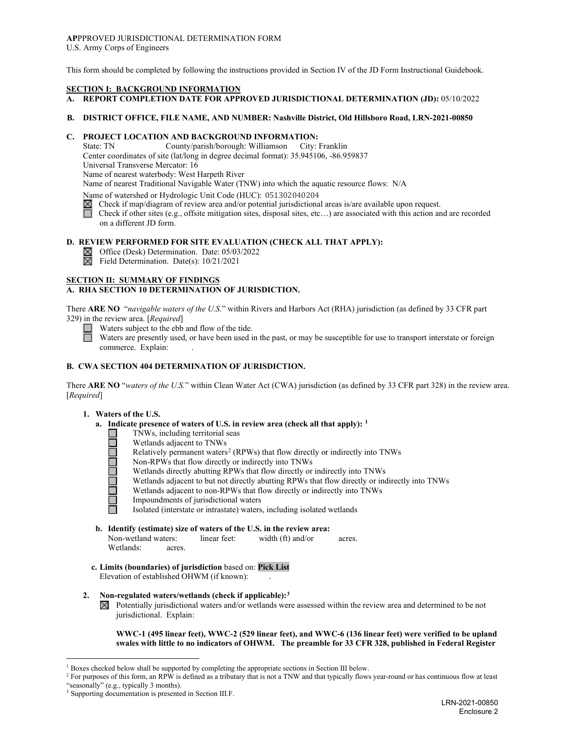**AP**PPROVED JURISDICTIONAL DETERMINATION FORM
U.S. Army Corps of Engineers

This form should be completed by following the instructions provided in Section IV of the JD Form Instructional Guidebook.

## SECTION I: BACKGROUND INFORMATION

**A. REPORT COMPLETION DATE FOR APPROVED JURISDICTIONAL DETERMINATION (JD):** 05/10/2022

**B. DISTRICT OFFICE, FILE NAME, AND NUMBER: Nashville District, Old Hillsboro Road, LRN-2021-00850**

**C. PROJECT LOCATION AND BACKGROUND INFORMATION:**

State: TN County/parish/borough: Williamson City: Franklin
Center coordinates of site (lat/long in degree decimal format): 35.945106, -86.959837
Universal Transverse Mercator: 16
Name of nearest waterbody: West Harpeth River
Name of nearest Traditional Navigable Water (TNW) into which the aquatic resource flows: N/A
Name of watershed or Hydrologic Unit Code (HUC): 051302040204

- ☒ Check if map/diagram of review area and/or potential jurisdictional areas is/are available upon request.
- ☐ Check if other sites (e.g., offsite mitigation sites, disposal sites, etc…) are associated with this action and are recorded on a different JD form.

**D. REVIEW PERFORMED FOR SITE EVALUATION (CHECK ALL THAT APPLY):**

- ☒ Office (Desk) Determination. Date: 05/03/2022
- ☒ Field Determination. Date(s): 10/21/2021

## SECTION II: SUMMARY OF FINDINGS

**A. RHA SECTION 10 DETERMINATION OF JURISDICTION.**

There **ARE NO** "*navigable waters of the U.S.*" within Rivers and Harbors Act (RHA) jurisdiction (as defined by 33 CFR part 329) in the review area. [*Required*]

- ☐ Waters subject to the ebb and flow of the tide.
- ☐ Waters are presently used, or have been used in the past, or may be susceptible for use to transport interstate or foreign commerce. Explain: .

**B. CWA SECTION 404 DETERMINATION OF JURISDICTION.**

There **ARE NO** "*waters of the U.S.*" within Clean Water Act (CWA) jurisdiction (as defined by 33 CFR part 328) in the review area. [*Required*]

**1. Waters of the U.S.**

**a. Indicate presence of waters of U.S. in review area (check all that apply):** [1]

- ☐ TNWs, including territorial seas
- ☐ Wetlands adjacent to TNWs
- ☐ Relatively permanent waters[2] (RPWs) that flow directly or indirectly into TNWs
- ☐ Non-RPWs that flow directly or indirectly into TNWs
- ☐ Wetlands directly abutting RPWs that flow directly or indirectly into TNWs
- ☐ Wetlands adjacent to but not directly abutting RPWs that flow directly or indirectly into TNWs
- ☐ Wetlands adjacent to non-RPWs that flow directly or indirectly into TNWs
- ☐ Impoundments of jurisdictional waters
- ☐ Isolated (interstate or intrastate) waters, including isolated wetlands

**b. Identify (estimate) size of waters of the U.S. in the review area:**

Non-wetland waters: linear feet: width (ft) and/or acres.
Wetlands: acres.

**c. Limits (boundaries) of jurisdiction** based on: **Pick List**
Elevation of established OHWM (if known): .

**2. Non-regulated waters/wetlands (check if applicable):**[3]

- ☒ Potentially jurisdictional waters and/or wetlands were assessed within the review area and determined to be not jurisdictional. Explain:

**WWC-1 (495 linear feet), WWC-2 (529 linear feet), and WWC-6 (136 linear feet) were verified to be upland swales with little to no indicators of OHWM. The preamble for 33 CFR 328, published in Federal Register**

---

[1] Boxes checked below shall be supported by completing the appropriate sections in Section III below.
[2] For purposes of this form, an RPW is defined as a tributary that is not a TNW and that typically flows year-round or has continuous flow at least "seasonally" (e.g., typically 3 months).
[3] Supporting documentation is presented in Section III.F.

LRN-2021-00850
Enclosure 2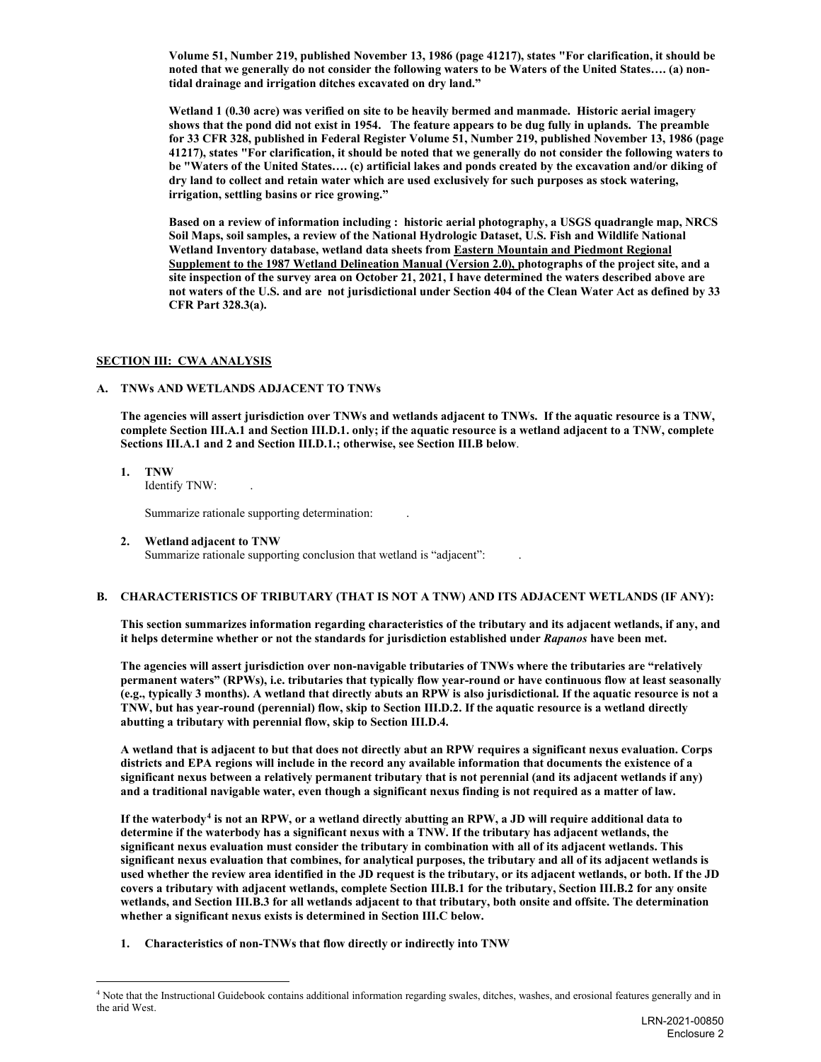**Volume 51, Number 219, published November 13, 1986 (page 41217), states "For clarification, it should be noted that we generally do not consider the following waters to be Waters of the United States…. (a) non-tidal drainage and irrigation ditches excavated on dry land."**

**Wetland 1 (0.30 acre) was verified on site to be heavily bermed and manmade. Historic aerial imagery shows that the pond did not exist in 1954. The feature appears to be dug fully in uplands. The preamble for 33 CFR 328, published in Federal Register Volume 51, Number 219, published November 13, 1986 (page 41217), states "For clarification, it should be noted that we generally do not consider the following waters to be "Waters of the United States…. (c) artificial lakes and ponds created by the excavation and/or diking of dry land to collect and retain water which are used exclusively for such purposes as stock watering, irrigation, settling basins or rice growing."**

**Based on a review of information including : historic aerial photography, a USGS quadrangle map, NRCS Soil Maps, soil samples, a review of the National Hydrologic Dataset, U.S. Fish and Wildlife National Wetland Inventory database, wetland data sheets from Eastern Mountain and Piedmont Regional Supplement to the 1987 Wetland Delineation Manual (Version 2.0), photographs of the project site, and a site inspection of the survey area on October 21, 2021, I have determined the waters described above are not waters of the U.S. and are not jurisdictional under Section 404 of the Clean Water Act as defined by 33 CFR Part 328.3(a).**

## SECTION III: CWA ANALYSIS

### A. TNWs AND WETLANDS ADJACENT TO TNWs

**The agencies will assert jurisdiction over TNWs and wetlands adjacent to TNWs. If the aquatic resource is a TNW, complete Section III.A.1 and Section III.D.1. only; if the aquatic resource is a wetland adjacent to a TNW, complete Sections III.A.1 and 2 and Section III.D.1.; otherwise, see Section III.B below**.

1. **TNW**
   Identify TNW: .

   Summarize rationale supporting determination: .

2. **Wetland adjacent to TNW**
   Summarize rationale supporting conclusion that wetland is "adjacent": .

### B. CHARACTERISTICS OF TRIBUTARY (THAT IS NOT A TNW) AND ITS ADJACENT WETLANDS (IF ANY):

**This section summarizes information regarding characteristics of the tributary and its adjacent wetlands, if any, and it helps determine whether or not the standards for jurisdiction established under *Rapanos* have been met.**

**The agencies will assert jurisdiction over non-navigable tributaries of TNWs where the tributaries are "relatively permanent waters" (RPWs), i.e. tributaries that typically flow year-round or have continuous flow at least seasonally (e.g., typically 3 months). A wetland that directly abuts an RPW is also jurisdictional. If the aquatic resource is not a TNW, but has year-round (perennial) flow, skip to Section III.D.2. If the aquatic resource is a wetland directly abutting a tributary with perennial flow, skip to Section III.D.4.**

**A wetland that is adjacent to but that does not directly abut an RPW requires a significant nexus evaluation. Corps districts and EPA regions will include in the record any available information that documents the existence of a significant nexus between a relatively permanent tributary that is not perennial (and its adjacent wetlands if any) and a traditional navigable water, even though a significant nexus finding is not required as a matter of law.**

**If the waterbody[4] is not an RPW, or a wetland directly abutting an RPW, a JD will require additional data to determine if the waterbody has a significant nexus with a TNW. If the tributary has adjacent wetlands, the significant nexus evaluation must consider the tributary in combination with all of its adjacent wetlands. This significant nexus evaluation that combines, for analytical purposes, the tributary and all of its adjacent wetlands is used whether the review area identified in the JD request is the tributary, or its adjacent wetlands, or both. If the JD covers a tributary with adjacent wetlands, complete Section III.B.1 for the tributary, Section III.B.2 for any onsite wetlands, and Section III.B.3 for all wetlands adjacent to that tributary, both onsite and offsite. The determination whether a significant nexus exists is determined in Section III.C below.**

1. **Characteristics of non-TNWs that flow directly or indirectly into TNW**

[4] Note that the Instructional Guidebook contains additional information regarding swales, ditches, washes, and erosional features generally and in the arid West.

LRN-2021-00850
Enclosure 2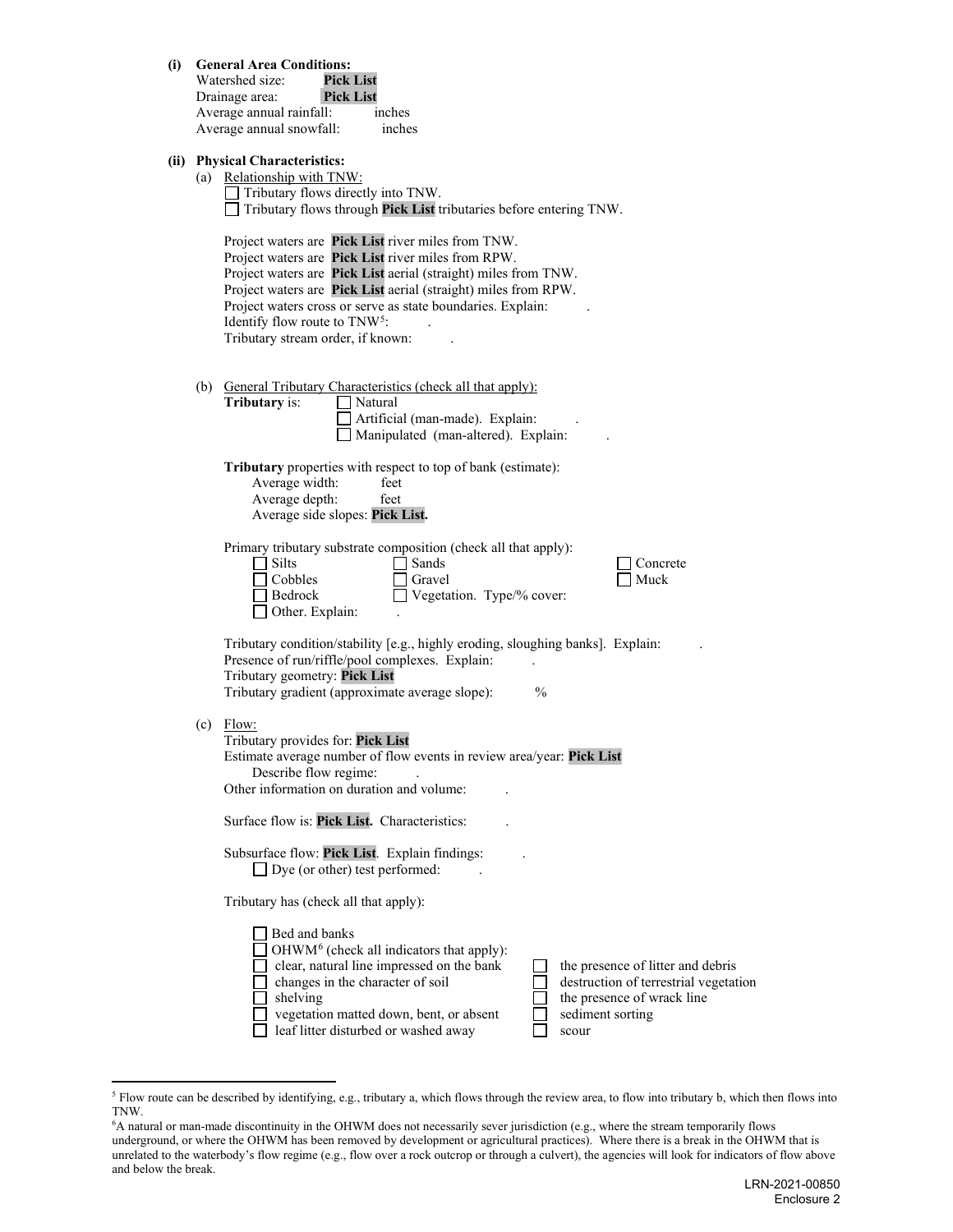**(i) General Area Conditions:**

Watershed size: **Pick List**
Drainage area: **Pick List**
Average annual rainfall: inches
Average annual snowfall: inches

**(ii) Physical Characteristics:**

(a) Relationship with TNW:

☐ Tributary flows directly into TNW.
☐ Tributary flows through **Pick List** tributaries before entering TNW.

Project waters are **Pick List** river miles from TNW.
Project waters are **Pick List** river miles from RPW.
Project waters are **Pick List** aerial (straight) miles from TNW.
Project waters are **Pick List** aerial (straight) miles from RPW.
Project waters cross or serve as state boundaries. Explain: .
Identify flow route to TNW[5]: .
Tributary stream order, if known: .

(b) General Tributary Characteristics (check all that apply):

**Tributary** is: ☐ Natural
☐ Artificial (man-made). Explain: .
☐ Manipulated (man-altered). Explain: .

**Tributary** properties with respect to top of bank (estimate):
Average width: feet
Average depth: feet
Average side slopes: **Pick List.**

Primary tributary substrate composition (check all that apply):

☐ Silts ☐ Sands ☐ Concrete
☐ Cobbles ☐ Gravel ☐ Muck
☐ Bedrock ☐ Vegetation. Type/% cover:
☐ Other. Explain: .

Tributary condition/stability [e.g., highly eroding, sloughing banks]. Explain: .
Presence of run/riffle/pool complexes. Explain: .
Tributary geometry: **Pick List**
Tributary gradient (approximate average slope): %

(c) Flow:

Tributary provides for: **Pick List**
Estimate average number of flow events in review area/year: **Pick List**
Describe flow regime: .
Other information on duration and volume: .

Surface flow is: **Pick List.** Characteristics: .

Subsurface flow: **Pick List**. Explain findings: .
☐ Dye (or other) test performed: .

Tributary has (check all that apply):

☐ Bed and banks
☐ OHWM[6] (check all indicators that apply):
☐ clear, natural line impressed on the bank
☐ changes in the character of soil
☐ shelving
☐ vegetation matted down, bent, or absent
☐ leaf litter disturbed or washed away
☐ the presence of litter and debris
☐ destruction of terrestrial vegetation
☐ the presence of wrack line
☐ sediment sorting
☐ scour

---

[5] Flow route can be described by identifying, e.g., tributary a, which flows through the review area, to flow into tributary b, which then flows into TNW.

[6] A natural or man-made discontinuity in the OHWM does not necessarily sever jurisdiction (e.g., where the stream temporarily flows underground, or where the OHWM has been removed by development or agricultural practices). Where there is a break in the OHWM that is unrelated to the waterbody's flow regime (e.g., flow over a rock outcrop or through a culvert), the agencies will look for indicators of flow above and below the break.

LRN-2021-00850
Enclosure 2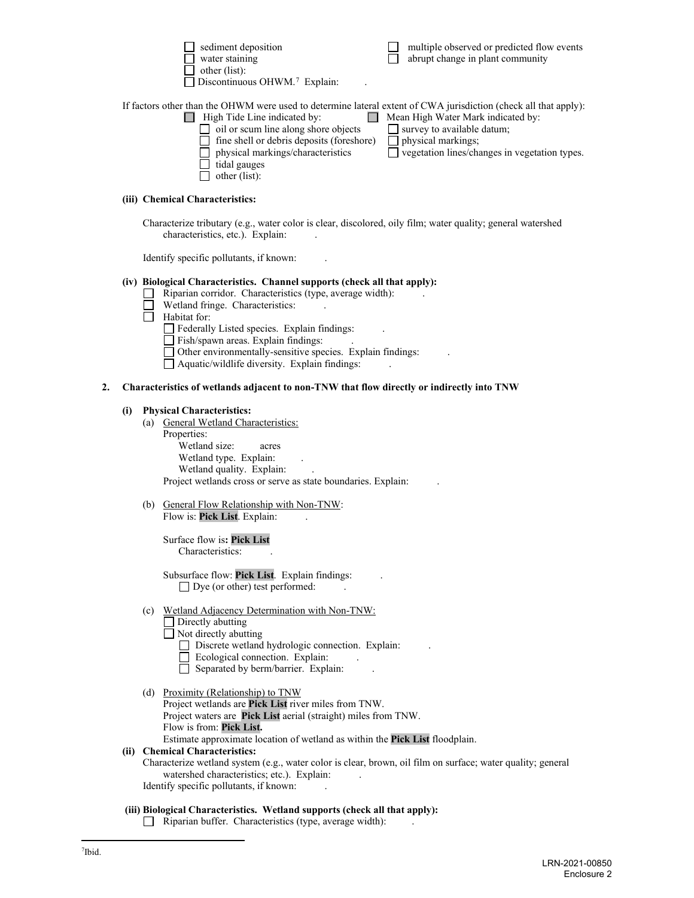- ☐ sediment deposition
- ☐ water staining
- ☐ other (list):
- ☐ Discontinuous OHWM.[7] Explain: .
- ☐ multiple observed or predicted flow events
- ☐ abrupt change in plant community

If factors other than the OHWM were used to determine lateral extent of CWA jurisdiction (check all that apply):

- ☐ High Tide Line indicated by:
  - ☐ oil or scum line along shore objects
  - ☐ fine shell or debris deposits (foreshore)
  - ☐ physical markings/characteristics
  - ☐ tidal gauges
  - ☐ other (list):
- ☐ Mean High Water Mark indicated by:
  - ☐ survey to available datum;
  - ☐ physical markings;
  - ☐ vegetation lines/changes in vegetation types.

**(iii) Chemical Characteristics:**

Characterize tributary (e.g., water color is clear, discolored, oily film; water quality; general watershed characteristics, etc.). Explain: .

Identify specific pollutants, if known: .

**(iv) Biological Characteristics. Channel supports (check all that apply):**

- ☐ Riparian corridor. Characteristics (type, average width): .
- ☐ Wetland fringe. Characteristics: .
- ☐ Habitat for:
  - ☐ Federally Listed species. Explain findings: .
  - ☐ Fish/spawn areas. Explain findings: .
  - ☐ Other environmentally-sensitive species. Explain findings: .
  - ☐ Aquatic/wildlife diversity. Explain findings: .

**2. Characteristics of wetlands adjacent to non-TNW that flow directly or indirectly into TNW**

**(i) Physical Characteristics:**

(a) General Wetland Characteristics:

Properties:

Wetland size: acres

Wetland type. Explain: .

Wetland quality. Explain: .

Project wetlands cross or serve as state boundaries. Explain: .

(b) General Flow Relationship with Non-TNW:

Flow is: **Pick List**. Explain: .

Surface flow is**: Pick List**

Characteristics: .

Subsurface flow: **Pick List**. Explain findings: .

☐ Dye (or other) test performed: .

(c) Wetland Adjacency Determination with Non-TNW:

- ☐ Directly abutting
- ☐ Not directly abutting
  - ☐ Discrete wetland hydrologic connection. Explain: .
  - ☐ Ecological connection. Explain: .
  - ☐ Separated by berm/barrier. Explain: .

(d) Proximity (Relationship) to TNW

Project wetlands are **Pick List** river miles from TNW.

Project waters are **Pick List** aerial (straight) miles from TNW.

Flow is from: **Pick List.**

Estimate approximate location of wetland as within the **Pick List** floodplain.

**(ii) Chemical Characteristics:**

Characterize wetland system (e.g., water color is clear, brown, oil film on surface; water quality; general watershed characteristics; etc.). Explain: .

Identify specific pollutants, if known: .

**(iii) Biological Characteristics. Wetland supports (check all that apply):**

- ☐ Riparian buffer. Characteristics (type, average width): .

[7] Ibid.

LRN-2021-00850
Enclosure 2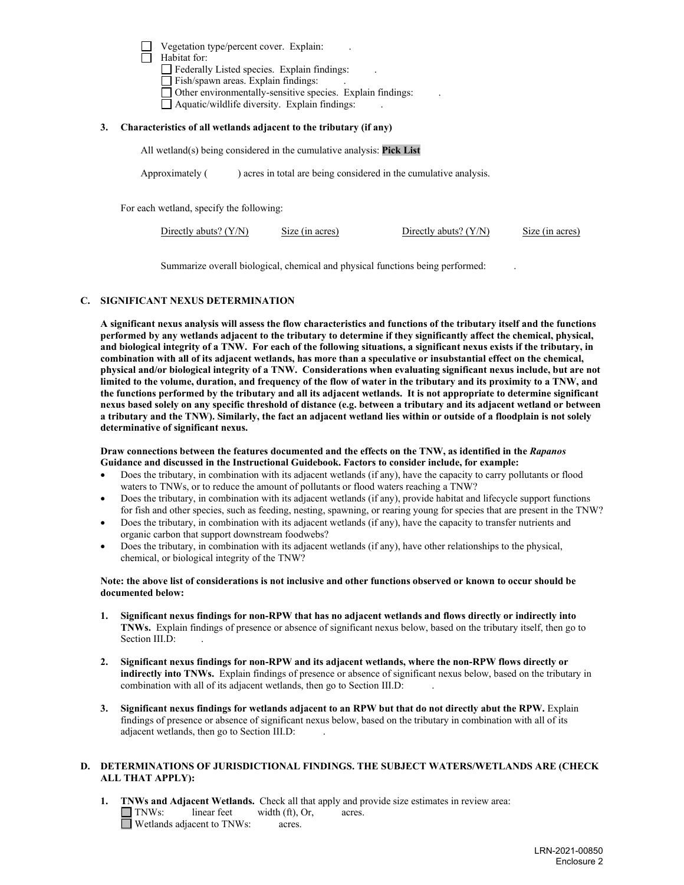- ☐ Vegetation type/percent cover. Explain: .
- ☐ Habitat for:
  - ☐ Federally Listed species. Explain findings: .
  - ☐ Fish/spawn areas. Explain findings: .
  - ☐ Other environmentally-sensitive species. Explain findings: .
  - ☐ Aquatic/wildlife diversity. Explain findings: .

**3. Characteristics of all wetlands adjacent to the tributary (if any)**

All wetland(s) being considered in the cumulative analysis: **Pick List**

Approximately ( ) acres in total are being considered in the cumulative analysis.

For each wetland, specify the following:

| Directly abuts? (Y/N) | Size (in acres) | Directly abuts? (Y/N) | Size (in acres) |
|---|---|---|---|

Summarize overall biological, chemical and physical functions being performed: .

### C. SIGNIFICANT NEXUS DETERMINATION

**A significant nexus analysis will assess the flow characteristics and functions of the tributary itself and the functions performed by any wetlands adjacent to the tributary to determine if they significantly affect the chemical, physical, and biological integrity of a TNW. For each of the following situations, a significant nexus exists if the tributary, in combination with all of its adjacent wetlands, has more than a speculative or insubstantial effect on the chemical, physical and/or biological integrity of a TNW. Considerations when evaluating significant nexus include, but are not limited to the volume, duration, and frequency of the flow of water in the tributary and its proximity to a TNW, and the functions performed by the tributary and all its adjacent wetlands. It is not appropriate to determine significant nexus based solely on any specific threshold of distance (e.g. between a tributary and its adjacent wetland or between a tributary and the TNW). Similarly, the fact an adjacent wetland lies within or outside of a floodplain is not solely determinative of significant nexus.**

**Draw connections between the features documented and the effects on the TNW, as identified in the *Rapanos* Guidance and discussed in the Instructional Guidebook. Factors to consider include, for example:**

- Does the tributary, in combination with its adjacent wetlands (if any), have the capacity to carry pollutants or flood waters to TNWs, or to reduce the amount of pollutants or flood waters reaching a TNW?
- Does the tributary, in combination with its adjacent wetlands (if any), provide habitat and lifecycle support functions for fish and other species, such as feeding, nesting, spawning, or rearing young for species that are present in the TNW?
- Does the tributary, in combination with its adjacent wetlands (if any), have the capacity to transfer nutrients and organic carbon that support downstream foodwebs?
- Does the tributary, in combination with its adjacent wetlands (if any), have other relationships to the physical, chemical, or biological integrity of the TNW?

**Note: the above list of considerations is not inclusive and other functions observed or known to occur should be documented below:**

1. **Significant nexus findings for non-RPW that has no adjacent wetlands and flows directly or indirectly into TNWs.** Explain findings of presence or absence of significant nexus below, based on the tributary itself, then go to Section III.D: .

2. **Significant nexus findings for non-RPW and its adjacent wetlands, where the non-RPW flows directly or indirectly into TNWs.** Explain findings of presence or absence of significant nexus below, based on the tributary in combination with all of its adjacent wetlands, then go to Section III.D: .

3. **Significant nexus findings for wetlands adjacent to an RPW but that do not directly abut the RPW.** Explain findings of presence or absence of significant nexus below, based on the tributary in combination with all of its adjacent wetlands, then go to Section III.D: .

### D. DETERMINATIONS OF JURISDICTIONAL FINDINGS. THE SUBJECT WATERS/WETLANDS ARE (CHECK ALL THAT APPLY):

1. **TNWs and Adjacent Wetlands.** Check all that apply and provide size estimates in review area:
   - ☐ TNWs: linear feet width (ft), Or, acres.
   - ☐ Wetlands adjacent to TNWs: acres.

LRN-2021-00850
Enclosure 2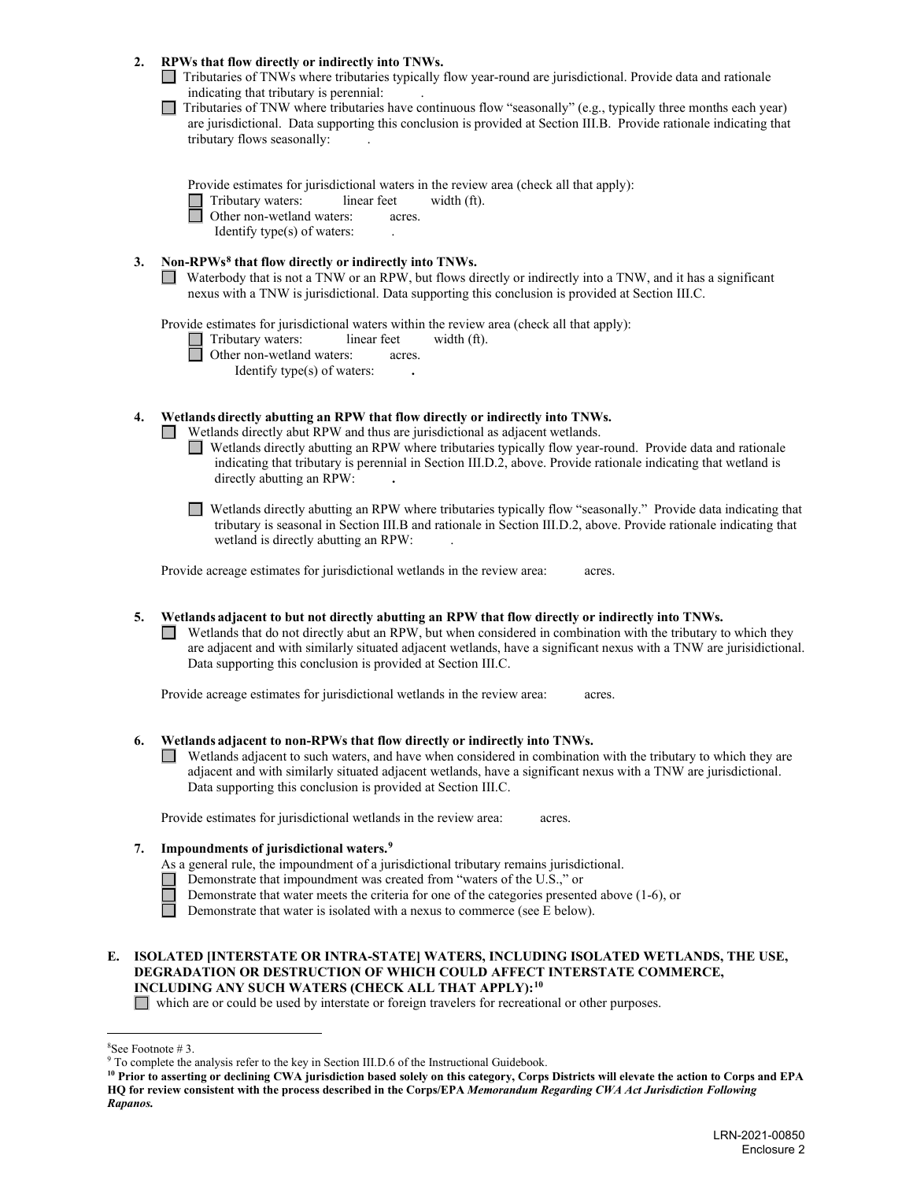**2. RPWs that flow directly or indirectly into TNWs.**

☐ Tributaries of TNWs where tributaries typically flow year-round are jurisdictional. Provide data and rationale indicating that tributary is perennial: .

☐ Tributaries of TNW where tributaries have continuous flow "seasonally" (e.g., typically three months each year) are jurisdictional. Data supporting this conclusion is provided at Section III.B. Provide rationale indicating that tributary flows seasonally: .

Provide estimates for jurisdictional waters in the review area (check all that apply):

☐ Tributary waters: linear feet width (ft).

☐ Other non-wetland waters: acres.

Identify type(s) of waters: .

**3. Non-RPWs[8] that flow directly or indirectly into TNWs.**

☐ Waterbody that is not a TNW or an RPW, but flows directly or indirectly into a TNW, and it has a significant nexus with a TNW is jurisdictional. Data supporting this conclusion is provided at Section III.C.

Provide estimates for jurisdictional waters within the review area (check all that apply):

☐ Tributary waters: linear feet width (ft).

☐ Other non-wetland waters: acres.

Identify type(s) of waters: **.**

**4. Wetlands directly abutting an RPW that flow directly or indirectly into TNWs.**

☐ Wetlands directly abut RPW and thus are jurisdictional as adjacent wetlands.

☐ Wetlands directly abutting an RPW where tributaries typically flow year-round. Provide data and rationale indicating that tributary is perennial in Section III.D.2, above. Provide rationale indicating that wetland is directly abutting an RPW: **.**

☐ Wetlands directly abutting an RPW where tributaries typically flow "seasonally." Provide data indicating that tributary is seasonal in Section III.B and rationale in Section III.D.2, above. Provide rationale indicating that wetland is directly abutting an RPW: .

Provide acreage estimates for jurisdictional wetlands in the review area: acres.

**5. Wetlands adjacent to but not directly abutting an RPW that flow directly or indirectly into TNWs.**

☐ Wetlands that do not directly abut an RPW, but when considered in combination with the tributary to which they are adjacent and with similarly situated adjacent wetlands, have a significant nexus with a TNW are jurisidictional. Data supporting this conclusion is provided at Section III.C.

Provide acreage estimates for jurisdictional wetlands in the review area: acres.

**6. Wetlands adjacent to non-RPWs that flow directly or indirectly into TNWs.**

☐ Wetlands adjacent to such waters, and have when considered in combination with the tributary to which they are adjacent and with similarly situated adjacent wetlands, have a significant nexus with a TNW are jurisdictional. Data supporting this conclusion is provided at Section III.C.

Provide estimates for jurisdictional wetlands in the review area: acres.

**7. Impoundments of jurisdictional waters.[9]**

As a general rule, the impoundment of a jurisdictional tributary remains jurisdictional.

☐ Demonstrate that impoundment was created from "waters of the U.S.," or

☐ Demonstrate that water meets the criteria for one of the categories presented above (1-6), or

☐ Demonstrate that water is isolated with a nexus to commerce (see E below).

**E. ISOLATED [INTERSTATE OR INTRA-STATE] WATERS, INCLUDING ISOLATED WETLANDS, THE USE, DEGRADATION OR DESTRUCTION OF WHICH COULD AFFECT INTERSTATE COMMERCE, INCLUDING ANY SUCH WATERS (CHECK ALL THAT APPLY):[10]**

☐ which are or could be used by interstate or foreign travelers for recreational or other purposes.

---

[8] See Footnote # 3.

[9] To complete the analysis refer to the key in Section III.D.6 of the Instructional Guidebook.

**[10] Prior to asserting or declining CWA jurisdiction based solely on this category, Corps Districts will elevate the action to Corps and EPA HQ for review consistent with the process described in the Corps/EPA *Memorandum Regarding CWA Act Jurisdiction Following Rapanos.***

LRN-2021-00850
Enclosure 2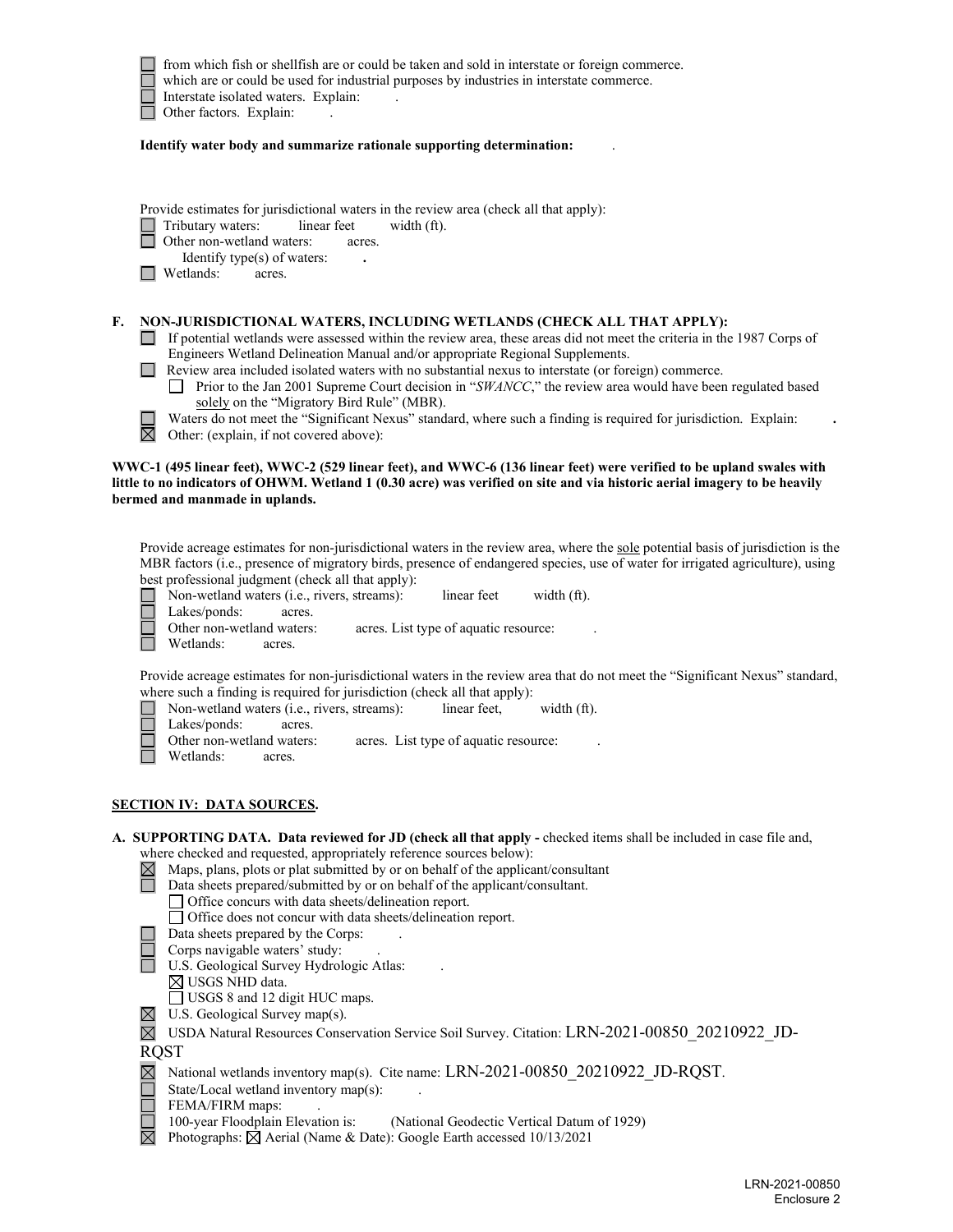☐ from which fish or shellfish are or could be taken and sold in interstate or foreign commerce.
☐ which are or could be used for industrial purposes by industries in interstate commerce.
☐ Interstate isolated waters. Explain: .
☐ Other factors. Explain: .

**Identify water body and summarize rationale supporting determination:** .

Provide estimates for jurisdictional waters in the review area (check all that apply):
☐ Tributary waters: linear feet width (ft).
☐ Other non-wetland waters: acres.
Identify type(s) of waters: **.**
☐ Wetlands: acres.

**F. NON-JURISDICTIONAL WATERS, INCLUDING WETLANDS (CHECK ALL THAT APPLY):**

☐ If potential wetlands were assessed within the review area, these areas did not meet the criteria in the 1987 Corps of Engineers Wetland Delineation Manual and/or appropriate Regional Supplements.
☐ Review area included isolated waters with no substantial nexus to interstate (or foreign) commerce.
☐ Prior to the Jan 2001 Supreme Court decision in "*SWANCC*," the review area would have been regulated based solely on the "Migratory Bird Rule" (MBR).
☐ Waters do not meet the "Significant Nexus" standard, where such a finding is required for jurisdiction. Explain: **.**
☒ Other: (explain, if not covered above):

**WWC-1 (495 linear feet), WWC-2 (529 linear feet), and WWC-6 (136 linear feet) were verified to be upland swales with little to no indicators of OHWM. Wetland 1 (0.30 acre) was verified on site and via historic aerial imagery to be heavily bermed and manmade in uplands.**

Provide acreage estimates for non-jurisdictional waters in the review area, where the sole potential basis of jurisdiction is the MBR factors (i.e., presence of migratory birds, presence of endangered species, use of water for irrigated agriculture), using best professional judgment (check all that apply):
☐ Non-wetland waters (i.e., rivers, streams): linear feet width (ft).
☐ Lakes/ponds: acres.
☐ Other non-wetland waters: acres. List type of aquatic resource: .
☐ Wetlands: acres.

Provide acreage estimates for non-jurisdictional waters in the review area that do not meet the "Significant Nexus" standard, where such a finding is required for jurisdiction (check all that apply):
☐ Non-wetland waters (i.e., rivers, streams): linear feet, width (ft).
☐ Lakes/ponds: acres.
☐ Other non-wetland waters: acres. List type of aquatic resource: .
☐ Wetlands: acres.

## SECTION IV: DATA SOURCES.

**A. SUPPORTING DATA. Data reviewed for JD (check all that apply -** checked items shall be included in case file and, where checked and requested, appropriately reference sources below):

☒ Maps, plans, plots or plat submitted by or on behalf of the applicant/consultant
☐ Data sheets prepared/submitted by or on behalf of the applicant/consultant.
☐ Office concurs with data sheets/delineation report.
☐ Office does not concur with data sheets/delineation report.
☐ Data sheets prepared by the Corps: .
☐ Corps navigable waters' study: .
☐ U.S. Geological Survey Hydrologic Atlas: .
☒ USGS NHD data.
☐ USGS 8 and 12 digit HUC maps.
☒ U.S. Geological Survey map(s).
☒ USDA Natural Resources Conservation Service Soil Survey. Citation: LRN-2021-00850_20210922_JD-RQST
☒ National wetlands inventory map(s). Cite name: LRN-2021-00850_20210922_JD-RQST.
☐ State/Local wetland inventory map(s): .
☐ FEMA/FIRM maps: .
☐ 100-year Floodplain Elevation is: (National Geodectic Vertical Datum of 1929)
☒ Photographs: ☒ Aerial (Name & Date): Google Earth accessed 10/13/2021

LRN-2021-00850
Enclosure 2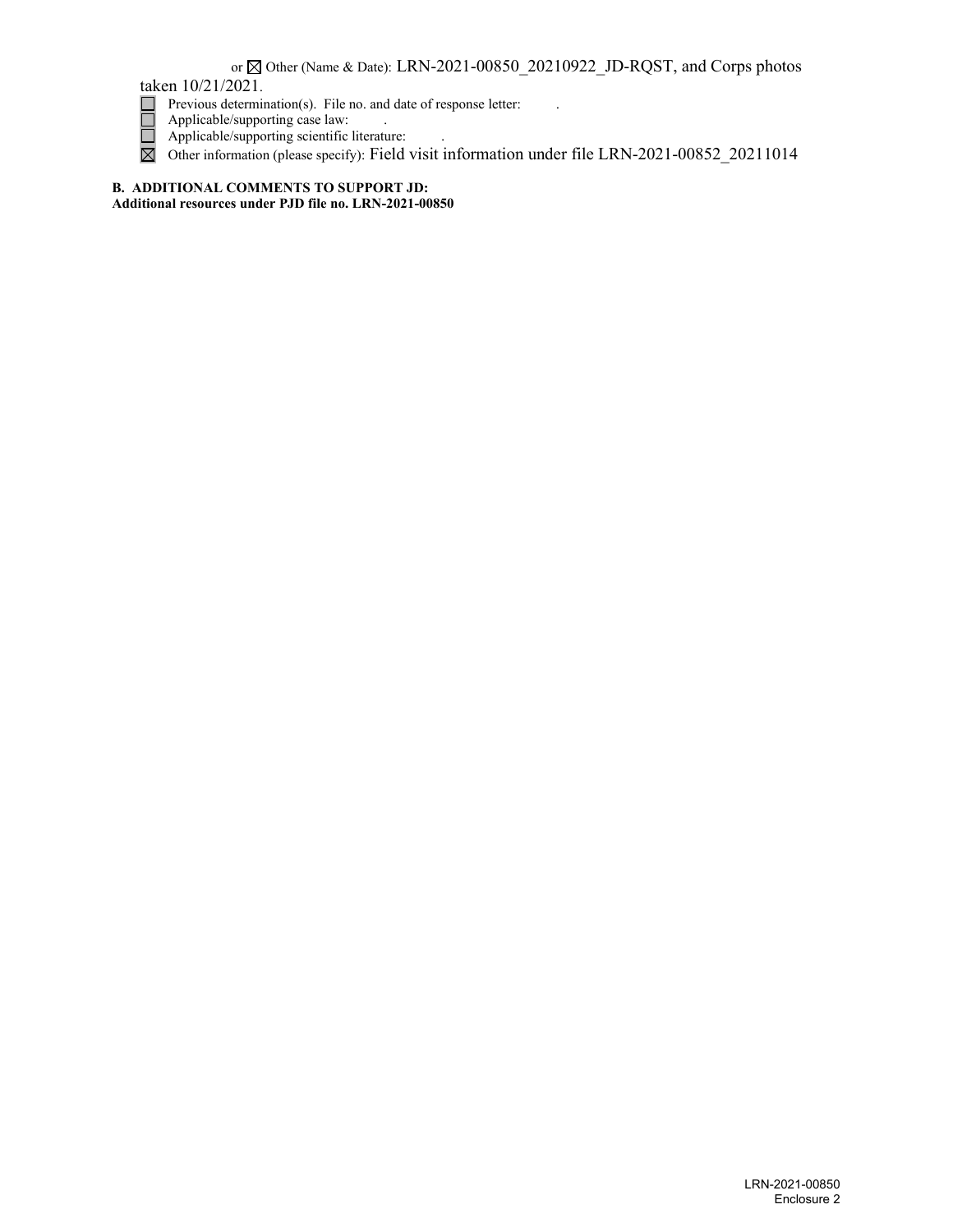or ☒ Other (Name & Date): LRN-2021-00850_20210922_JD-RQST, and Corps photos taken 10/21/2021.

☐ Previous determination(s). File no. and date of response letter: .

☐ Applicable/supporting case law: .

☐ Applicable/supporting scientific literature: .

☒ Other information (please specify): Field visit information under file LRN-2021-00852_20211014

**B. ADDITIONAL COMMENTS TO SUPPORT JD:**

**Additional resources under PJD file no. LRN-2021-00850**

LRN-2021-00850
Enclosure 2